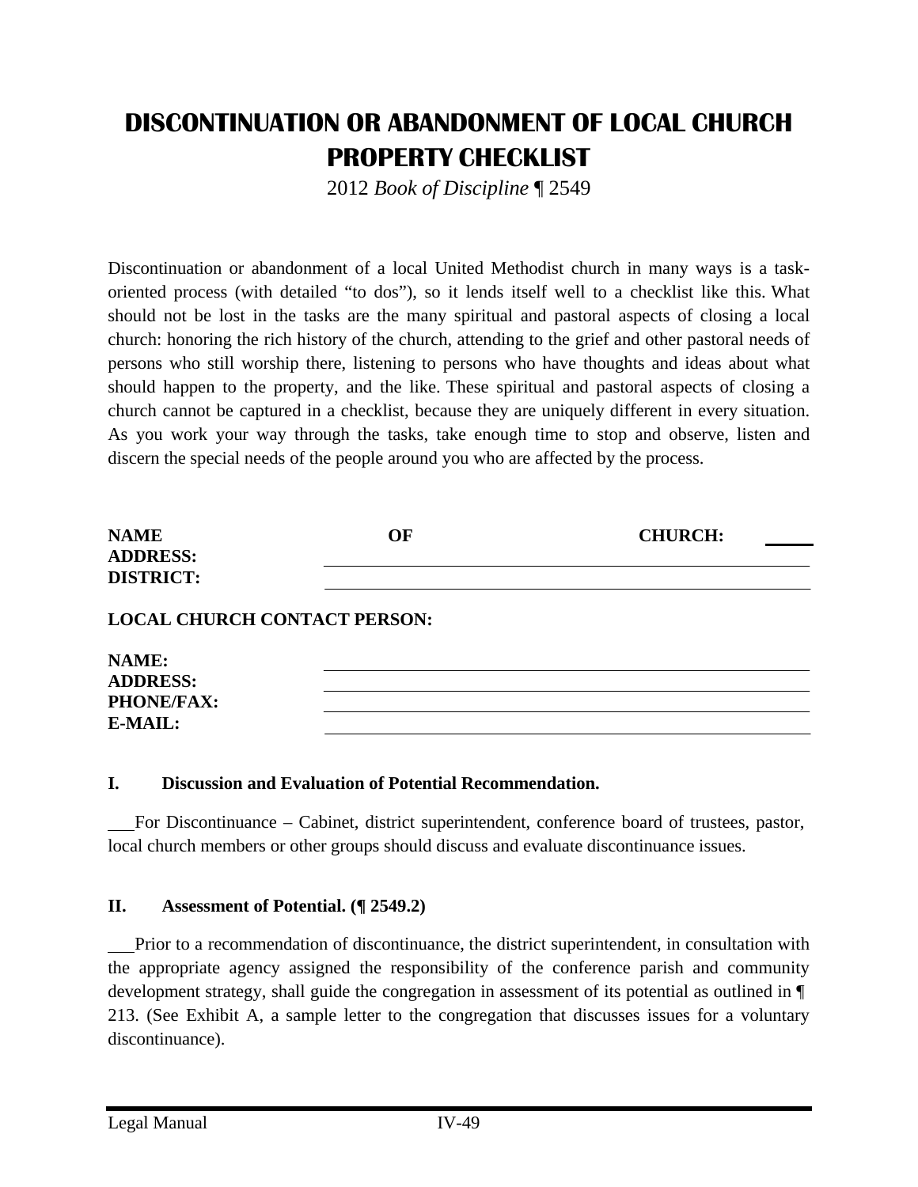# DISCONTINUATION OR ABANDONMENT OF LOCAL CHURCH PROPERTY CHECKLIST

2012 *Book of Discipline* ¶ 2549

Discontinuation or abandonment of a local United Methodist church in many ways is a task-oriented process (with detailed "to dos"), so it lends itself well to a checklist like this. What should not be lost in the tasks are the many spiritual and pastoral aspects of closing a local church: honoring the rich history of the church, attending to the grief and other pastoral needs of persons who still worship there, listening to persons who have thoughts and ideas about what should happen to the property, and the like. These spiritual and pastoral aspects of closing a church cannot be captured in a checklist, because they are uniquely different in every situation. As you work your way through the tasks, take enough time to stop and observe, listen and discern the special needs of the people around you who are affected by the process.

**NAME OF CHURCH:** \_\_\_\_\_\_\_\_\_\_\_\_\_\_\_\_\_\_\_\_\_\_\_\_\_\_\_\_\_\_\_\_\_\_\_\_\_\_\_\_
**ADDRESS:** \_\_\_\_\_\_\_\_\_\_\_\_\_\_\_\_\_\_\_\_\_\_\_\_\_\_\_\_\_\_\_\_\_\_\_\_\_\_\_\_
**DISTRICT:** \_\_\_\_\_\_\_\_\_\_\_\_\_\_\_\_\_\_\_\_\_\_\_\_\_\_\_\_\_\_\_\_\_\_\_\_\_\_\_\_

**LOCAL CHURCH CONTACT PERSON:**

**NAME:** \_\_\_\_\_\_\_\_\_\_\_\_\_\_\_\_\_\_\_\_\_\_\_\_\_\_\_\_\_\_\_\_\_\_\_\_\_\_\_\_
**ADDRESS:** \_\_\_\_\_\_\_\_\_\_\_\_\_\_\_\_\_\_\_\_\_\_\_\_\_\_\_\_\_\_\_\_\_\_\_\_\_\_\_\_
**PHONE/FAX:** \_\_\_\_\_\_\_\_\_\_\_\_\_\_\_\_\_\_\_\_\_\_\_\_\_\_\_\_\_\_\_\_\_\_\_\_\_\_\_\_
**E-MAIL:** \_\_\_\_\_\_\_\_\_\_\_\_\_\_\_\_\_\_\_\_\_\_\_\_\_\_\_\_\_\_\_\_\_\_\_\_\_\_\_\_

### I. Discussion and Evaluation of Potential Recommendation.

\_\_\_For Discontinuance – Cabinet, district superintendent, conference board of trustees, pastor, local church members or other groups should discuss and evaluate discontinuance issues.

### II. Assessment of Potential. (¶ 2549.2)

\_\_\_Prior to a recommendation of discontinuance, the district superintendent, in consultation with the appropriate agency assigned the responsibility of the conference parish and community development strategy, shall guide the congregation in assessment of its potential as outlined in ¶ 213. (See Exhibit A, a sample letter to the congregation that discusses issues for a voluntary discontinuance).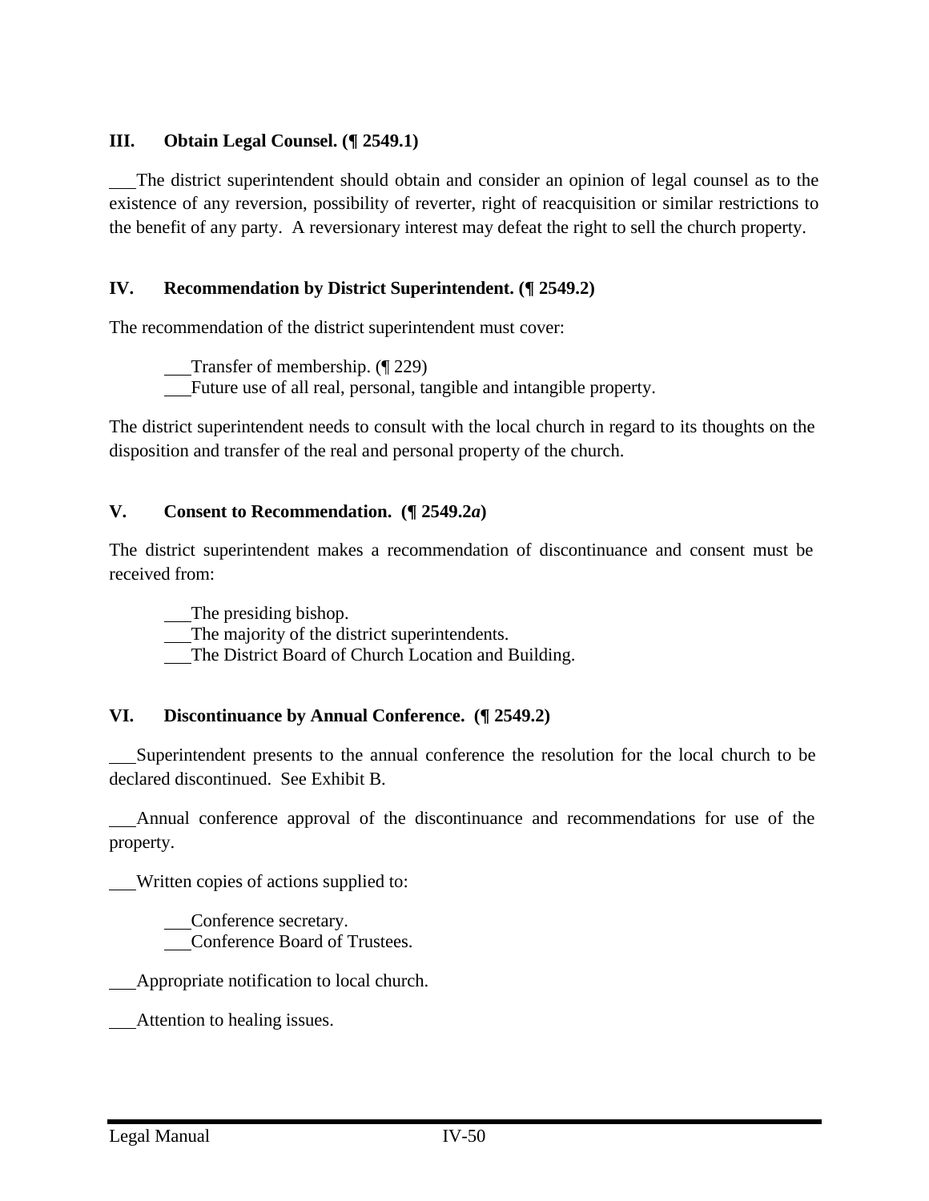### III. Obtain Legal Counsel. (¶ 2549.1)

___The district superintendent should obtain and consider an opinion of legal counsel as to the existence of any reversion, possibility of reverter, right of reacquisition or similar restrictions to the benefit of any party. A reversionary interest may defeat the right to sell the church property.

### IV. Recommendation by District Superintendent. (¶ 2549.2)

The recommendation of the district superintendent must cover:

> ___Transfer of membership. (¶ 229)
> ___Future use of all real, personal, tangible and intangible property.

The district superintendent needs to consult with the local church in regard to its thoughts on the disposition and transfer of the real and personal property of the church.

### V. Consent to Recommendation. (¶ 2549.2*a*)

The district superintendent makes a recommendation of discontinuance and consent must be received from:

> ___The presiding bishop.
> ___The majority of the district superintendents.
> ___The District Board of Church Location and Building.

### VI. Discontinuance by Annual Conference. (¶ 2549.2)

___Superintendent presents to the annual conference the resolution for the local church to be declared discontinued. See Exhibit B.

___Annual conference approval of the discontinuance and recommendations for use of the property.

___Written copies of actions supplied to:

> ___Conference secretary.
> ___Conference Board of Trustees.

___Appropriate notification to local church.

___Attention to healing issues.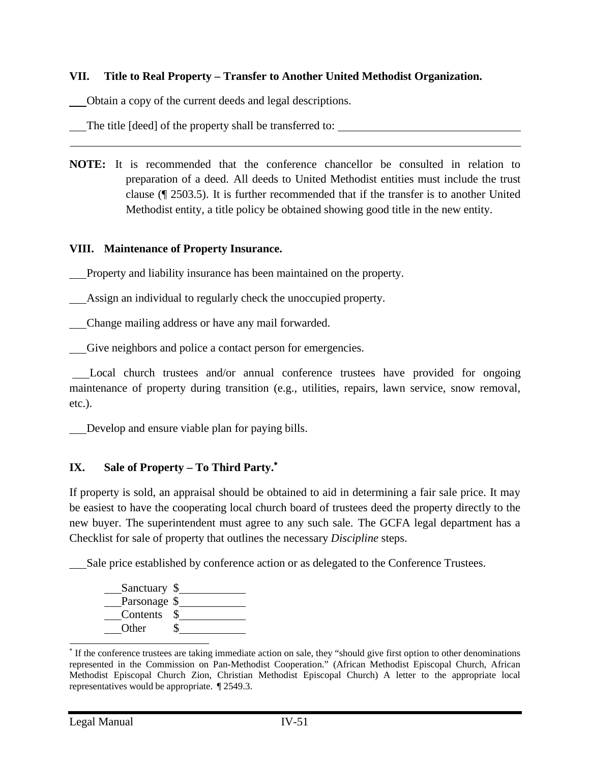### VII. Title to Real Property – Transfer to Another United Methodist Organization.

___Obtain a copy of the current deeds and legal descriptions.

___The title [deed] of the property shall be transferred to: ________________________________

________________________________________________________________________________

**NOTE:** It is recommended that the conference chancellor be consulted in relation to preparation of a deed. All deeds to United Methodist entities must include the trust clause (¶ 2503.5). It is further recommended that if the transfer is to another United Methodist entity, a title policy be obtained showing good title in the new entity.

### VIII. Maintenance of Property Insurance.

___Property and liability insurance has been maintained on the property.

___Assign an individual to regularly check the unoccupied property.

___Change mailing address or have any mail forwarded.

___Give neighbors and police a contact person for emergencies.

___Local church trustees and/or annual conference trustees have provided for ongoing maintenance of property during transition (e.g., utilities, repairs, lawn service, snow removal, etc.).

___Develop and ensure viable plan for paying bills.

### IX. Sale of Property – To Third Party.*

If property is sold, an appraisal should be obtained to aid in determining a fair sale price. It may be easiest to have the cooperating local church board of trustees deed the property directly to the new buyer. The superintendent must agree to any such sale. The GCFA legal department has a Checklist for sale of property that outlines the necessary *Discipline* steps.

___Sale price established by conference action or as delegated to the Conference Trustees.

___Sanctuary $___________
___Parsonage $___________
___Contents $___________
___Other $___________

* If the conference trustees are taking immediate action on sale, they "should give first option to other denominations represented in the Commission on Pan-Methodist Cooperation." (African Methodist Episcopal Church, African Methodist Episcopal Church Zion, Christian Methodist Episcopal Church) A letter to the appropriate local representatives would be appropriate. ¶ 2549.3.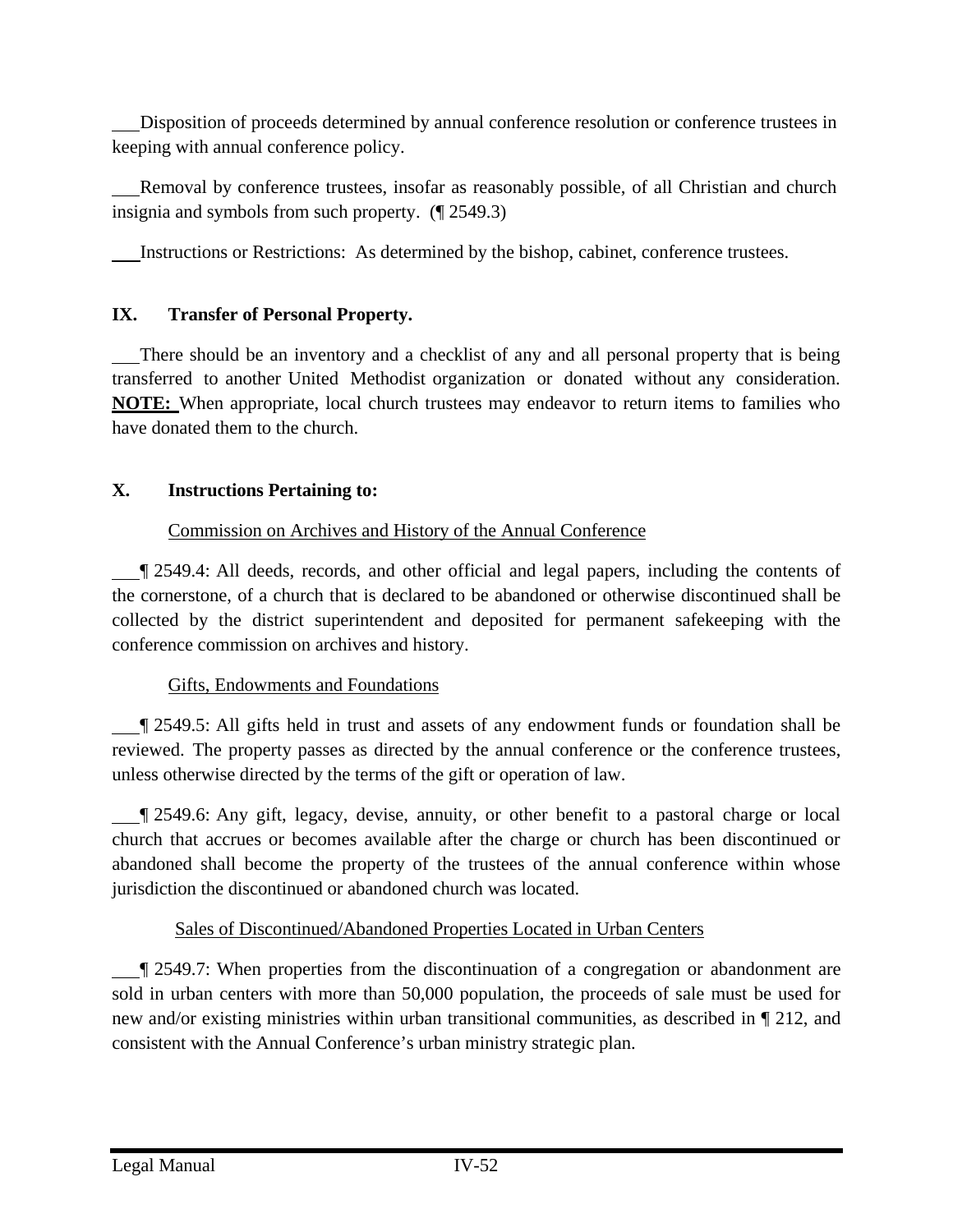\_\_\_Disposition of proceeds determined by annual conference resolution or conference trustees in keeping with annual conference policy.

\_\_\_Removal by conference trustees, insofar as reasonably possible, of all Christian and church insignia and symbols from such property. (¶ 2549.3)

\_\_\_Instructions or Restrictions: As determined by the bishop, cabinet, conference trustees.

## IX. Transfer of Personal Property.

\_\_\_There should be an inventory and a checklist of any and all personal property that is being transferred to another United Methodist organization or donated without any consideration. **NOTE:** When appropriate, local church trustees may endeavor to return items to families who have donated them to the church.

## X. Instructions Pertaining to:

Commission on Archives and History of the Annual Conference

\_\_\_¶ 2549.4: All deeds, records, and other official and legal papers, including the contents of the cornerstone, of a church that is declared to be abandoned or otherwise discontinued shall be collected by the district superintendent and deposited for permanent safekeeping with the conference commission on archives and history.

Gifts, Endowments and Foundations

\_\_\_¶ 2549.5: All gifts held in trust and assets of any endowment funds or foundation shall be reviewed. The property passes as directed by the annual conference or the conference trustees, unless otherwise directed by the terms of the gift or operation of law.

\_\_\_¶ 2549.6: Any gift, legacy, devise, annuity, or other benefit to a pastoral charge or local church that accrues or becomes available after the charge or church has been discontinued or abandoned shall become the property of the trustees of the annual conference within whose jurisdiction the discontinued or abandoned church was located.

Sales of Discontinued/Abandoned Properties Located in Urban Centers

\_\_\_¶ 2549.7: When properties from the discontinuation of a congregation or abandonment are sold in urban centers with more than 50,000 population, the proceeds of sale must be used for new and/or existing ministries within urban transitional communities, as described in ¶ 212, and consistent with the Annual Conference's urban ministry strategic plan.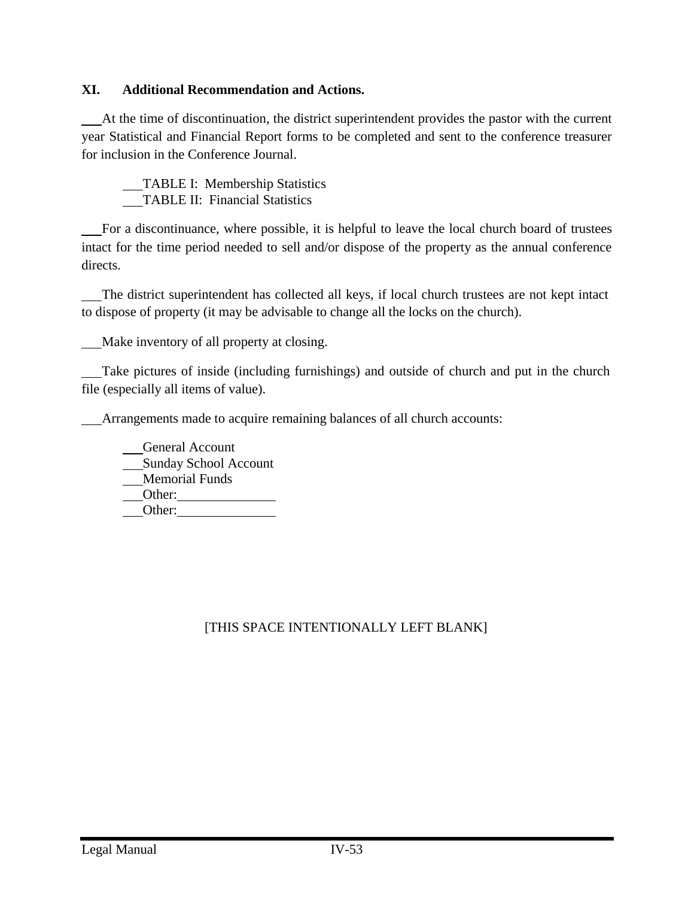## XI. Additional Recommendation and Actions.

___At the time of discontinuation, the district superintendent provides the pastor with the current year Statistical and Financial Report forms to be completed and sent to the conference treasurer for inclusion in the Conference Journal.

> ___TABLE I: Membership Statistics
> ___TABLE II: Financial Statistics

___For a discontinuance, where possible, it is helpful to leave the local church board of trustees intact for the time period needed to sell and/or dispose of the property as the annual conference directs.

___The district superintendent has collected all keys, if local church trustees are not kept intact to dispose of property (it may be advisable to change all the locks on the church).

___Make inventory of all property at closing.

___Take pictures of inside (including furnishings) and outside of church and put in the church file (especially all items of value).

___Arrangements made to acquire remaining balances of all church accounts:

> ___General Account
> ___Sunday School Account
> ___Memorial Funds
> ___Other:______________
> ___Other:______________

[THIS SPACE INTENTIONALLY LEFT BLANK]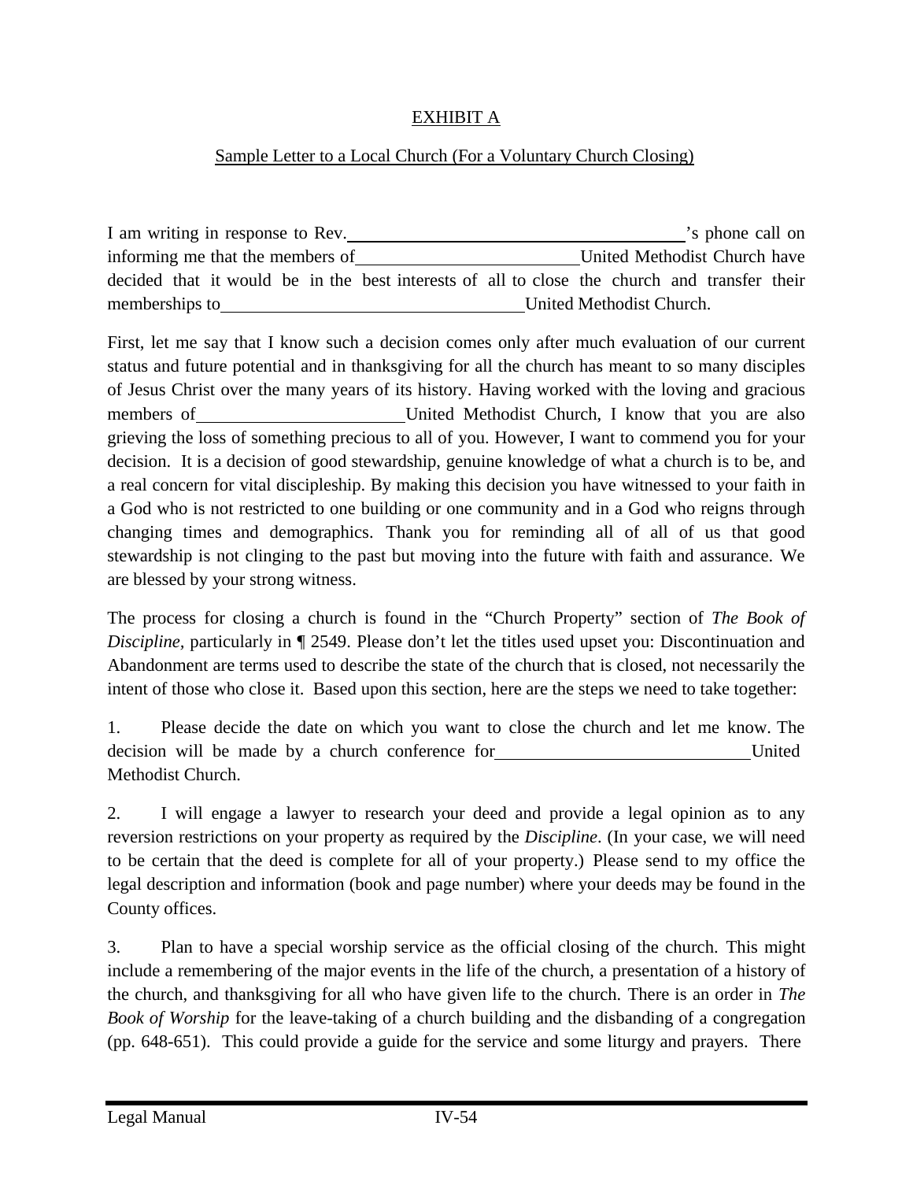EXHIBIT A

Sample Letter to a Local Church (For a Voluntary Church Closing)

I am writing in response to Rev.\_\_\_\_\_\_\_\_\_\_\_\_\_\_\_\_\_\_\_\_\_\_\_\_\_\_\_\_\_\_\_\_\_\_\_\_\_\_\_\_'s phone call on informing me that the members of\_\_\_\_\_\_\_\_\_\_\_\_\_\_\_\_\_\_\_\_\_\_\_\_\_\_United Methodist Church have decided that it would be in the best interests of all to close the church and transfer their memberships to\_\_\_\_\_\_\_\_\_\_\_\_\_\_\_\_\_\_\_\_\_\_\_\_\_\_\_\_\_\_\_\_\_\_\_\_United Methodist Church.

First, let me say that I know such a decision comes only after much evaluation of our current status and future potential and in thanksgiving for all the church has meant to so many disciples of Jesus Christ over the many years of its history. Having worked with the loving and gracious members of\_\_\_\_\_\_\_\_\_\_\_\_\_\_\_\_\_\_\_\_\_\_\_\_\_United Methodist Church, I know that you are also grieving the loss of something precious to all of you. However, I want to commend you for your decision. It is a decision of good stewardship, genuine knowledge of what a church is to be, and a real concern for vital discipleship. By making this decision you have witnessed to your faith in a God who is not restricted to one building or one community and in a God who reigns through changing times and demographics. Thank you for reminding all of all of us that good stewardship is not clinging to the past but moving into the future with faith and assurance. We are blessed by your strong witness.

The process for closing a church is found in the "Church Property" section of *The Book of Discipline,* particularly in ¶ 2549. Please don't let the titles used upset you: Discontinuation and Abandonment are terms used to describe the state of the church that is closed, not necessarily the intent of those who close it. Based upon this section, here are the steps we need to take together:

1. Please decide the date on which you want to close the church and let me know. The decision will be made by a church conference for\_\_\_\_\_\_\_\_\_\_\_\_\_\_\_\_\_\_\_\_\_\_\_\_\_\_\_\_\_\_United Methodist Church.

2. I will engage a lawyer to research your deed and provide a legal opinion as to any reversion restrictions on your property as required by the *Discipline*. (In your case, we will need to be certain that the deed is complete for all of your property.) Please send to my office the legal description and information (book and page number) where your deeds may be found in the County offices.

3. Plan to have a special worship service as the official closing of the church. This might include a remembering of the major events in the life of the church, a presentation of a history of the church, and thanksgiving for all who have given life to the church. There is an order in *The Book of Worship* for the leave-taking of a church building and the disbanding of a congregation (pp. 648-651). This could provide a guide for the service and some liturgy and prayers. There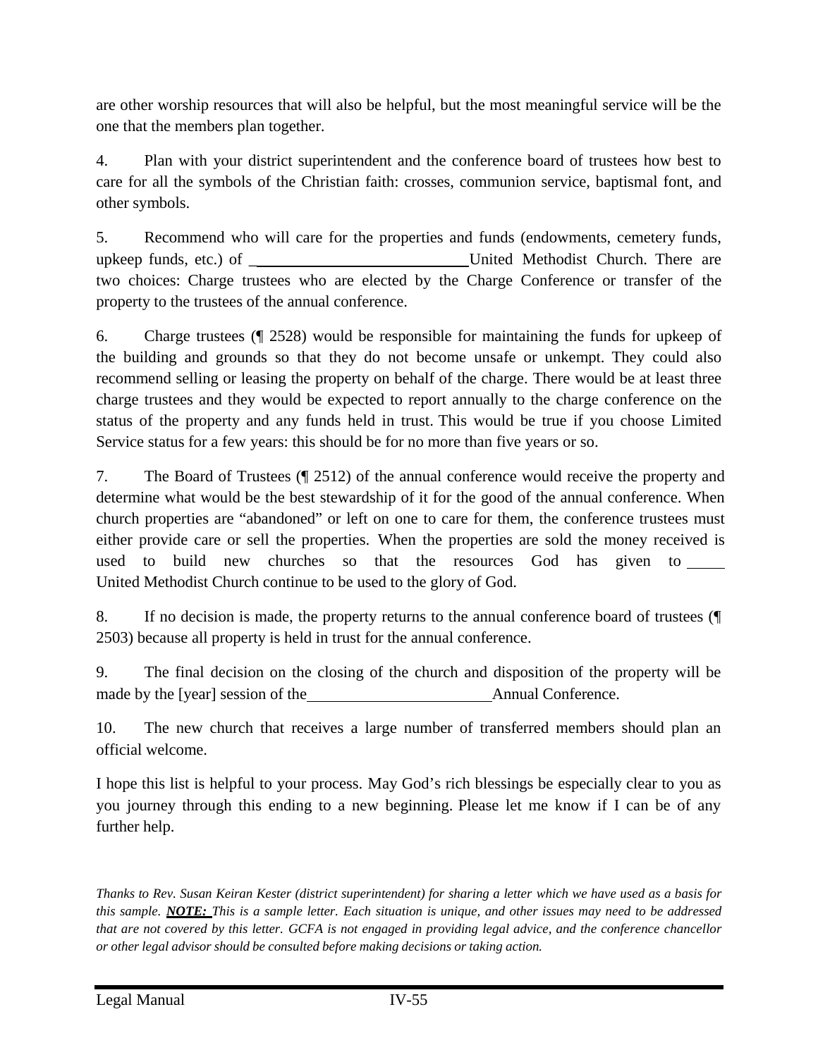are other worship resources that will also be helpful, but the most meaningful service will be the one that the members plan together.

4. Plan with your district superintendent and the conference board of trustees how best to care for all the symbols of the Christian faith: crosses, communion service, baptismal font, and other symbols.

5. Recommend who will care for the properties and funds (endowments, cemetery funds, upkeep funds, etc.) of ____________________________ United Methodist Church. There are two choices: Charge trustees who are elected by the Charge Conference or transfer of the property to the trustees of the annual conference.

6. Charge trustees (¶ 2528) would be responsible for maintaining the funds for upkeep of the building and grounds so that they do not become unsafe or unkempt. They could also recommend selling or leasing the property on behalf of the charge. There would be at least three charge trustees and they would be expected to report annually to the charge conference on the status of the property and any funds held in trust. This would be true if you choose Limited Service status for a few years: this should be for no more than five years or so.

7. The Board of Trustees (¶ 2512) of the annual conference would receive the property and determine what would be the best stewardship of it for the good of the annual conference. When church properties are "abandoned" or left on one to care for them, the conference trustees must either provide care or sell the properties. When the properties are sold the money received is used to build new churches so that the resources God has given to _____ United Methodist Church continue to be used to the glory of God.

8. If no decision is made, the property returns to the annual conference board of trustees (¶ 2503) because all property is held in trust for the annual conference.

9. The final decision on the closing of the church and disposition of the property will be made by the [year] session of the________________________ Annual Conference.

10. The new church that receives a large number of transferred members should plan an official welcome.

I hope this list is helpful to your process. May God's rich blessings be especially clear to you as you journey through this ending to a new beginning. Please let me know if I can be of any further help.

*Thanks to Rev. Susan Keiran Kester (district superintendent) for sharing a letter which we have used as a basis for this sample.* ***NOTE:*** *This is a sample letter. Each situation is unique, and other issues may need to be addressed that are not covered by this letter. GCFA is not engaged in providing legal advice, and the conference chancellor or other legal advisor should be consulted before making decisions or taking action.*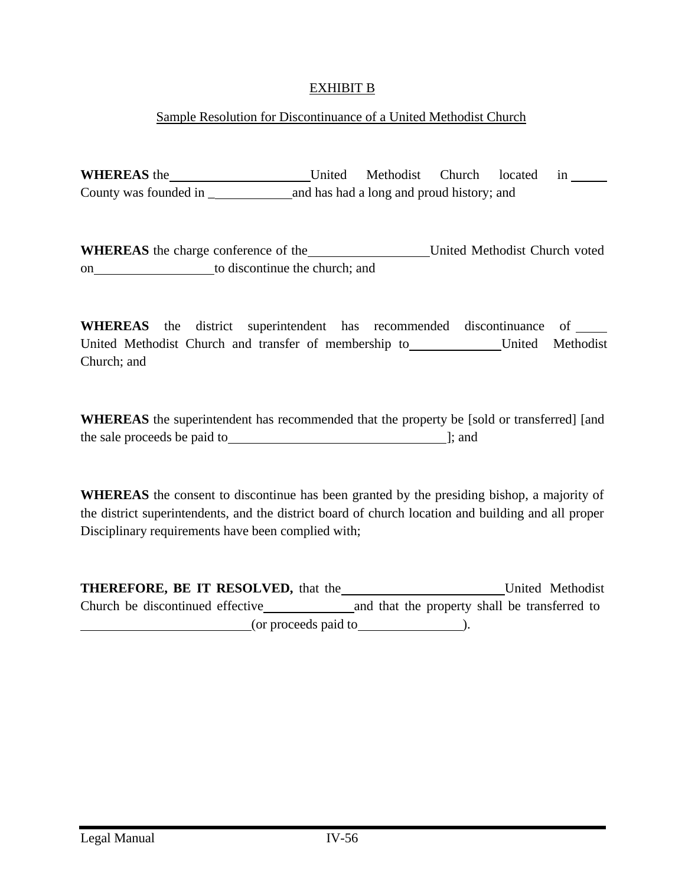EXHIBIT B

Sample Resolution for Discontinuance of a United Methodist Church

**WHEREAS** the \_\_\_\_\_\_\_\_\_\_\_\_\_\_\_\_\_\_\_\_ United Methodist Church located in \_\_\_\_\_ County was founded in \_\_\_\_\_\_\_\_\_\_\_\_\_ and has had a long and proud history; and

**WHEREAS** the charge conference of the \_\_\_\_\_\_\_\_\_\_\_\_\_\_\_\_\_\_ United Methodist Church voted on \_\_\_\_\_\_\_\_\_\_\_\_\_\_\_\_\_\_ to discontinue the church; and

**WHEREAS** the district superintendent has recommended discontinuance of \_\_\_\_\_ United Methodist Church and transfer of membership to \_\_\_\_\_\_\_\_\_\_\_\_\_\_ United Methodist Church; and

**WHEREAS** the superintendent has recommended that the property be [sold or transferred] [and the sale proceeds be paid to \_\_\_\_\_\_\_\_\_\_\_\_\_\_\_\_\_\_\_\_\_\_\_\_\_\_\_\_\_\_\_\_\_\_]; and

**WHEREAS** the consent to discontinue has been granted by the presiding bishop, a majority of the district superintendents, and the district board of church location and building and all proper Disciplinary requirements have been complied with;

**THEREFORE, BE IT RESOLVED,** that the \_\_\_\_\_\_\_\_\_\_\_\_\_\_\_\_\_\_\_\_\_\_\_\_\_ United Methodist Church be discontinued effective \_\_\_\_\_\_\_\_\_\_\_\_\_ and that the property shall be transferred to \_\_\_\_\_\_\_\_\_\_\_\_\_\_\_\_\_\_\_\_\_\_\_\_\_\_ (or proceeds paid to \_\_\_\_\_\_\_\_\_\_\_\_\_\_\_\_).